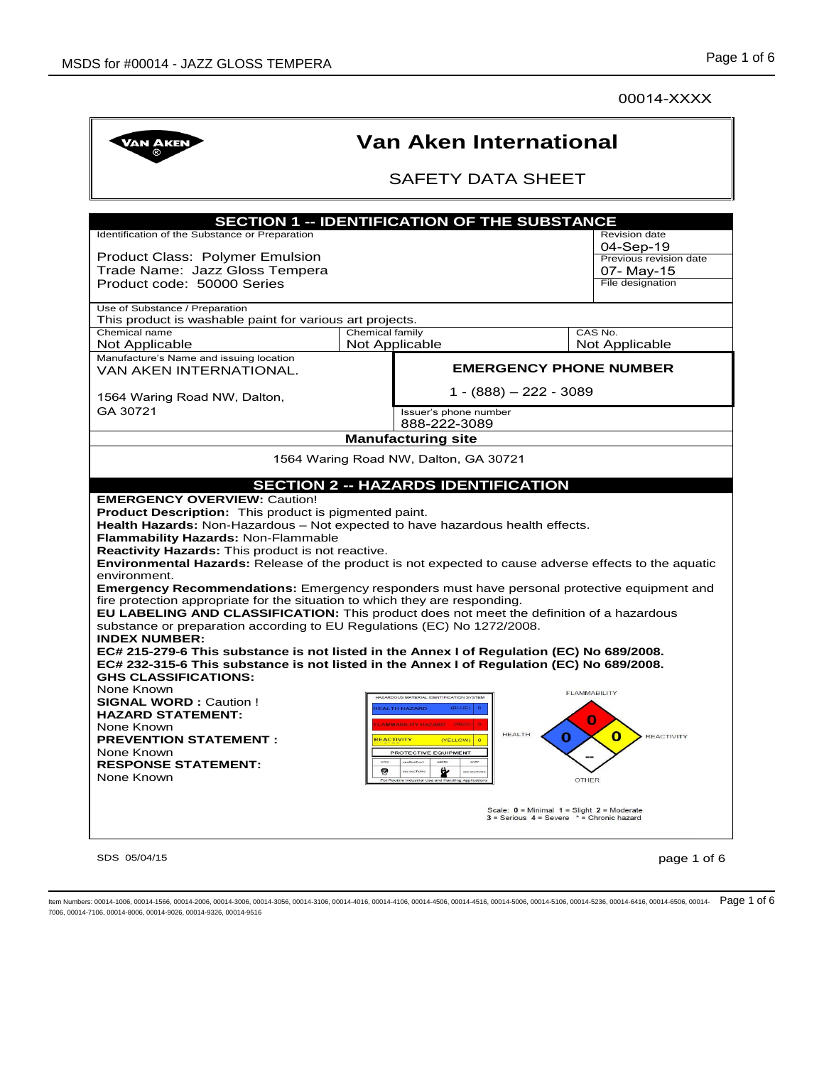00014-XXXX

# Van Aken International

## SAFETY DATA SHEET

## SECTION 1 -- IDENTIFICATION OF THE SUBSTANCE

| | |
|---|---|
| Identification of the Substance or Preparation<br><br>Product Class: Polymer Emulsion<br>Trade Name: Jazz Gloss Tempera<br>Product code: 50000 Series | Revision date<br>04-Sep-19<br>Previous revision date<br>07- May-15<br>File designation |

Use of Substance / Preparation
This product is washable paint for various art projects.

| Chemical name | Chemical family | CAS No. |
|---|---|---|
| Not Applicable | Not Applicable | Not Applicable |

| | |
|---|---|
| Manufacture's Name and issuing location<br>VAN AKEN INTERNATIONAL.<br><br>1564 Waring Road NW, Dalton, GA 30721 | **EMERGENCY PHONE NUMBER**<br>1 - (888) – 222 - 3089<br><br>Issuer's phone number<br>888-222-3089 |

**Manufacturing site**

1564 Waring Road NW, Dalton, GA 30721

## SECTION 2 -- HAZARDS IDENTIFICATION

**EMERGENCY OVERVIEW:** Caution!
**Product Description:** This product is pigmented paint.
**Health Hazards:** Non-Hazardous – Not expected to have hazardous health effects.
**Flammability Hazards:** Non-Flammable
**Reactivity Hazards:** This product is not reactive.
**Environmental Hazards:** Release of the product is not expected to cause adverse effects to the aquatic environment.
**Emergency Recommendations:** Emergency responders must have personal protective equipment and fire protection appropriate for the situation to which they are responding.
**EU LABELING AND CLASSIFICATION:** This product does not meet the definition of a hazardous substance or preparation according to EU Regulations (EC) No 1272/2008.
**INDEX NUMBER:**
**EC# 215-279-6 This substance is not listed in the Annex I of Regulation (EC) No 689/2008.**
**EC# 232-315-6 This substance is not listed in the Annex I of Regulation (EC) No 689/2008.**
**GHS CLASSIFICATIONS:**
None Known
**SIGNAL WORD :** Caution !
**HAZARD STATEMENT:**
None Known
**PREVENTION STATEMENT :**
None Known
**RESPONSE STATEMENT:**
None Known

HAZARDOUS MATERIAL IDENTIFICATION SYSTEM

| | |
|---|---|
| HEALTH HAZARD (BLUE) | 0 |
| FLAMMABILITY HAZARD (RED) | 0 |
| REACTIVITY (YELLOW) | 0 |

PROTECTIVE EQUIPMENT
For Routine Industrial Use and Handling Applications

FLAMMABILITY 0
HEALTH 0
REACTIVITY 0
OTHER --

Scale: 0 = Minimal 1 = Slight 2 = Moderate 3 = Serious 4 = Severe * = Chronic hazard

SDS 05/04/15

Item Numbers: 00014-1006, 00014-1566, 00014-2006, 00014-3006, 00014-3056, 00014-3106, 00014-4016, 00014-4106, 00014-4506, 00014-4516, 00014-5006, 00014-5106, 00014-5236, 00014-6416, 00014-6506, 00014-7006, 00014-7106, 00014-8006, 00014-9026, 00014-9326, 00014-9516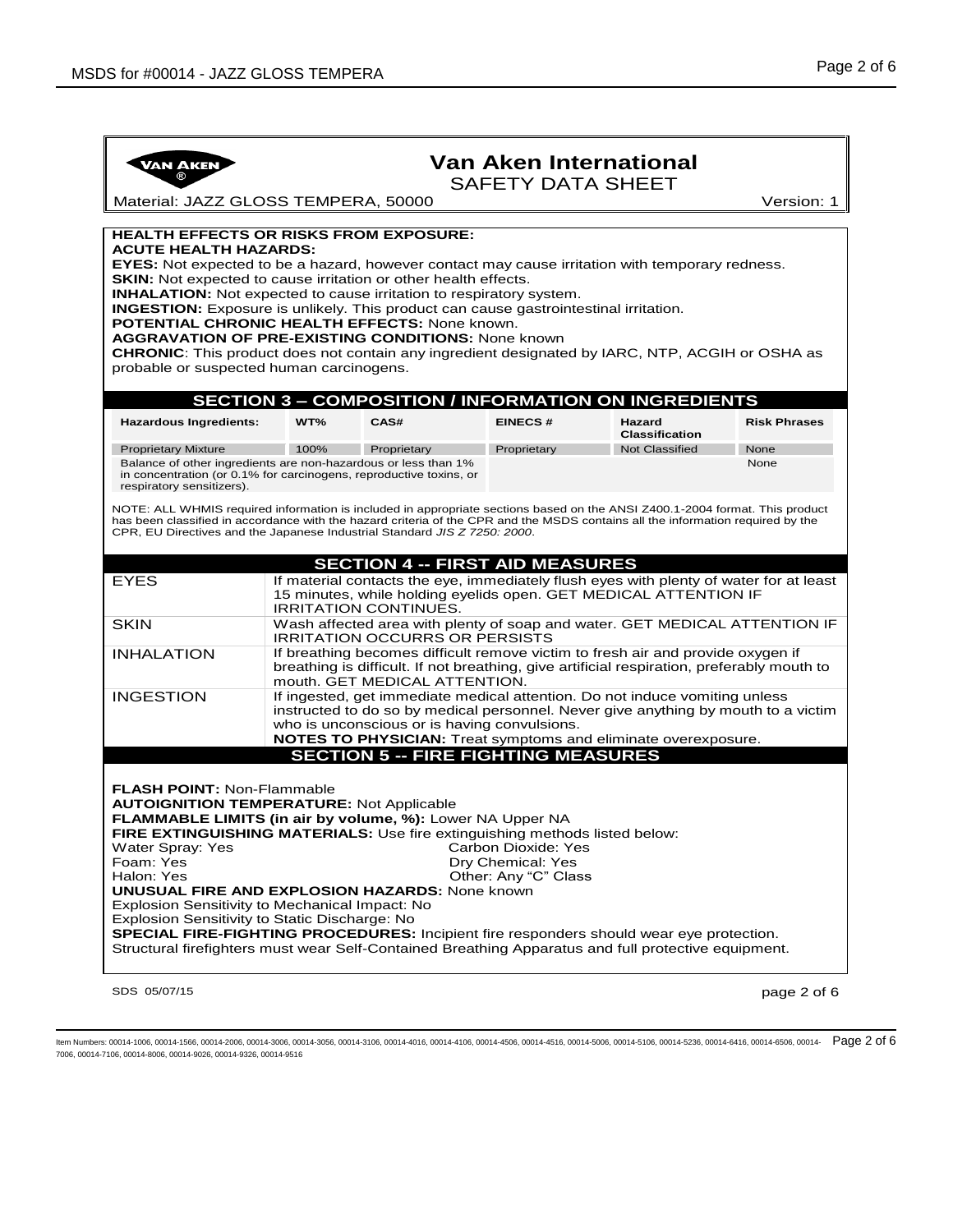**Van Aken International**
SAFETY DATA SHEET

Material: JAZZ GLOSS TEMPERA, 50000 Version: 1

**HEALTH EFFECTS OR RISKS FROM EXPOSURE:**
**ACUTE HEALTH HAZARDS:**
**EYES:** Not expected to be a hazard, however contact may cause irritation with temporary redness.
**SKIN:** Not expected to cause irritation or other health effects.
**INHALATION:** Not expected to cause irritation to respiratory system.
**INGESTION:** Exposure is unlikely. This product can cause gastrointestinal irritation.
**POTENTIAL CHRONIC HEALTH EFFECTS:** None known.
**AGGRAVATION OF PRE-EXISTING CONDITIONS:** None known
**CHRONIC**: This product does not contain any ingredient designated by IARC, NTP, ACGIH or OSHA as probable or suspected human carcinogens.

## SECTION 3 – COMPOSITION / INFORMATION ON INGREDIENTS

| Hazardous Ingredients: | WT% | CAS# | EINECS # | Hazard Classification | Risk Phrases |
|---|---|---|---|---|---|
| Proprietary Mixture | 100% | Proprietary | Proprietary | Not Classified | None |
| Balance of other ingredients are non-hazardous or less than 1% in concentration (or 0.1% for carcinogens, reproductive toxins, or respiratory sensitizers). | | | | | None |

NOTE: ALL WHMIS required information is included in appropriate sections based on the ANSI Z400.1-2004 format. This product has been classified in accordance with the hazard criteria of the CPR and the MSDS contains all the information required by the CPR, EU Directives and the Japanese Industrial Standard *JIS Z 7250: 2000.*

## SECTION 4 -- FIRST AID MEASURES

| | |
|---|---|
| EYES | If material contacts the eye, immediately flush eyes with plenty of water for at least 15 minutes, while holding eyelids open. GET MEDICAL ATTENTION IF IRRITATION CONTINUES. |
| SKIN | Wash affected area with plenty of soap and water. GET MEDICAL ATTENTION IF IRRITATION OCCURRS OR PERSISTS |
| INHALATION | If breathing becomes difficult remove victim to fresh air and provide oxygen if breathing is difficult. If not breathing, give artificial respiration, preferably mouth to mouth. GET MEDICAL ATTENTION. |
| INGESTION | If ingested, get immediate medical attention. Do not induce vomiting unless instructed to do so by medical personnel. Never give anything by mouth to a victim who is unconscious or is having convulsions. **NOTES TO PHYSICIAN:** Treat symptoms and eliminate overexposure. |

## SECTION 5 -- FIRE FIGHTING MEASURES

**FLASH POINT:** Non-Flammable
**AUTOIGNITION TEMPERATURE:** Not Applicable
**FLAMMABLE LIMITS (in air by volume, %):** Lower NA Upper NA
**FIRE EXTINGUISHING MATERIALS:** Use fire extinguishing methods listed below:

Water Spray: Yes
Carbon Dioxide: Yes
Foam: Yes
Dry Chemical: Yes
Halon: Yes
Other: Any "C" Class

**UNUSUAL FIRE AND EXPLOSION HAZARDS:** None known
Explosion Sensitivity to Mechanical Impact: No
Explosion Sensitivity to Static Discharge: No
**SPECIAL FIRE-FIGHTING PROCEDURES:** Incipient fire responders should wear eye protection. Structural firefighters must wear Self-Contained Breathing Apparatus and full protective equipment.

SDS 05/07/15

Item Numbers: 00014-1006, 00014-1566, 00014-2006, 00014-3006, 00014-3056, 00014-3106, 00014-4016, 00014-4106, 00014-4506, 00014-4516, 00014-5006, 00014-5106, 00014-5236, 00014-6416, 00014-6506, 00014-7006, 00014-7106, 00014-8006, 00014-9026, 00014-9326, 00014-9516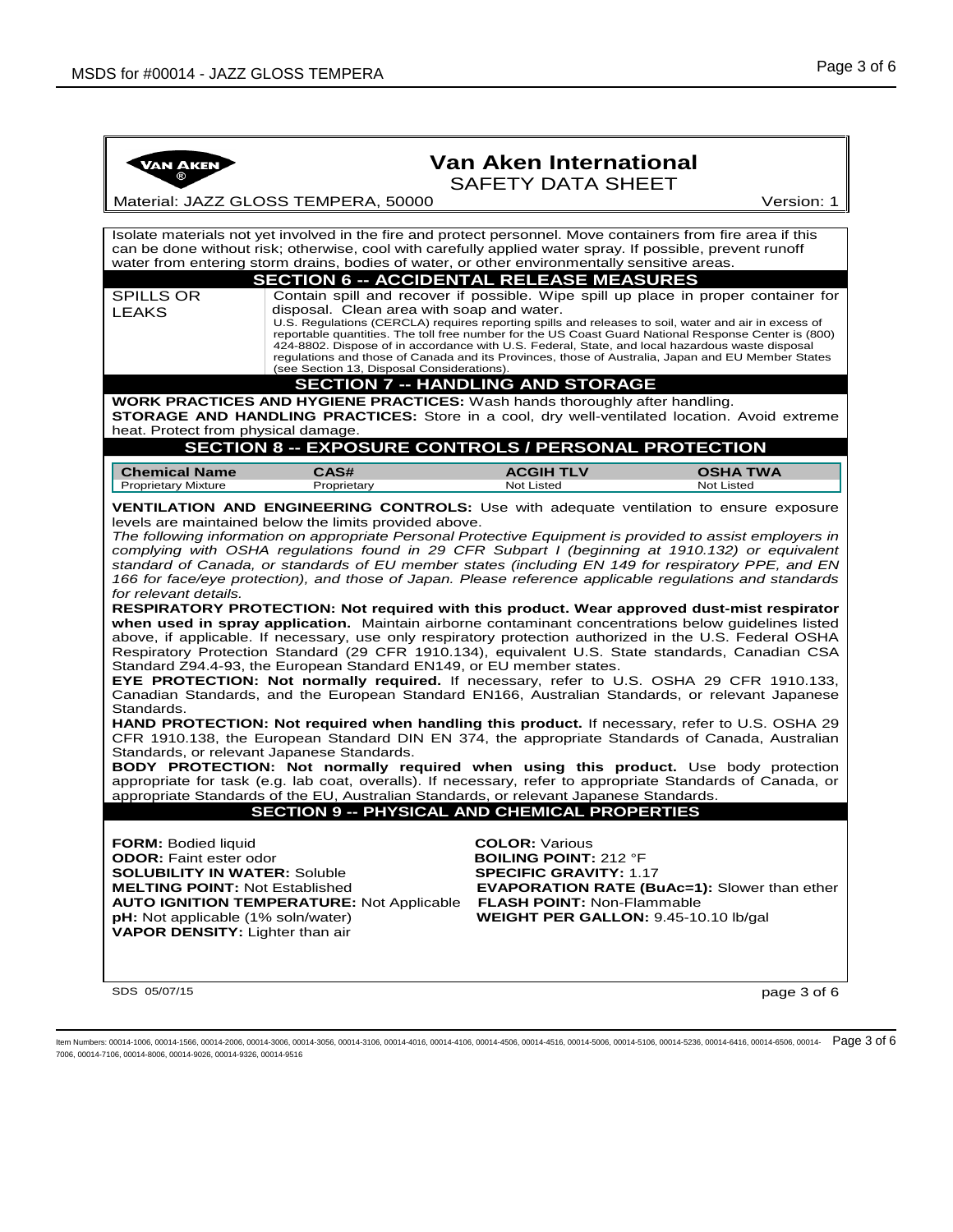**Van Aken International**
SAFETY DATA SHEET

Material: JAZZ GLOSS TEMPERA, 50000 Version: 1

Isolate materials not yet involved in the fire and protect personnel. Move containers from fire area if this can be done without risk; otherwise, cool with carefully applied water spray. If possible, prevent runoff water from entering storm drains, bodies of water, or other environmentally sensitive areas.

## SECTION 6 -- ACCIDENTAL RELEASE MEASURES

| | |
|---|---|
| SPILLS OR LEAKS | Contain spill and recover if possible. Wipe spill up place in proper container for disposal. Clean area with soap and water. U.S. Regulations (CERCLA) requires reporting spills and releases to soil, water and air in excess of reportable quantities. The toll free number for the US Coast Guard National Response Center is (800) 424-8802. Dispose of in accordance with U.S. Federal, State, and local hazardous waste disposal regulations and those of Canada and its Provinces, those of Australia, Japan and EU Member States (see Section 13, Disposal Considerations). |

## SECTION 7 -- HANDLING AND STORAGE

**WORK PRACTICES AND HYGIENE PRACTICES:** Wash hands thoroughly after handling.
**STORAGE AND HANDLING PRACTICES:** Store in a cool, dry well-ventilated location. Avoid extreme heat. Protect from physical damage.

## SECTION 8 -- EXPOSURE CONTROLS / PERSONAL PROTECTION

| Chemical Name | CAS# | ACGIH TLV | OSHA TWA |
|---|---|---|---|
| Proprietary Mixture | Proprietary | Not Listed | Not Listed |

**VENTILATION AND ENGINEERING CONTROLS:** Use with adequate ventilation to ensure exposure levels are maintained below the limits provided above.

*The following information on appropriate Personal Protective Equipment is provided to assist employers in complying with OSHA regulations found in 29 CFR Subpart I (beginning at 1910.132) or equivalent standard of Canada, or standards of EU member states (including EN 149 for respiratory PPE, and EN 166 for face/eye protection), and those of Japan. Please reference applicable regulations and standards for relevant details.*

**RESPIRATORY PROTECTION: Not required with this product. Wear approved dust-mist respirator when used in spray application.** Maintain airborne contaminant concentrations below guidelines listed above, if applicable. If necessary, use only respiratory protection authorized in the U.S. Federal OSHA Respiratory Protection Standard (29 CFR 1910.134), equivalent U.S. State standards, Canadian CSA Standard Z94.4-93, the European Standard EN149, or EU member states.

**EYE PROTECTION: Not normally required.** If necessary, refer to U.S. OSHA 29 CFR 1910.133, Canadian Standards, and the European Standard EN166, Australian Standards, or relevant Japanese Standards.

**HAND PROTECTION: Not required when handling this product.** If necessary, refer to U.S. OSHA 29 CFR 1910.138, the European Standard DIN EN 374, the appropriate Standards of Canada, Australian Standards, or relevant Japanese Standards.

**BODY PROTECTION: Not normally required when using this product.** Use body protection appropriate for task (e.g. lab coat, overalls). If necessary, refer to appropriate Standards of Canada, or appropriate Standards of the EU, Australian Standards, or relevant Japanese Standards.

## SECTION 9 -- PHYSICAL AND CHEMICAL PROPERTIES

**FORM:** Bodied liquid
**ODOR:** Faint ester odor
**SOLUBILITY IN WATER:** Soluble
**MELTING POINT:** Not Established
**AUTO IGNITION TEMPERATURE:** Not Applicable
**pH:** Not applicable (1% soln/water)
**VAPOR DENSITY:** Lighter than air
**COLOR:** Various
**BOILING POINT:** 212 °F
**SPECIFIC GRAVITY:** 1.17
**EVAPORATION RATE (BuAc=1):** Slower than ether
**FLASH POINT:** Non-Flammable
**WEIGHT PER GALLON:** 9.45-10.10 lb/gal

SDS 05/07/15

Item Numbers: 00014-1006, 00014-1566, 00014-2006, 00014-3006, 00014-3056, 00014-3106, 00014-4016, 00014-4106, 00014-4506, 00014-4516, 00014-5006, 00014-5106, 00014-5236, 00014-6416, 00014-6506, 00014-7006, 00014-7106, 00014-8006, 00014-9026, 00014-9326, 00014-9516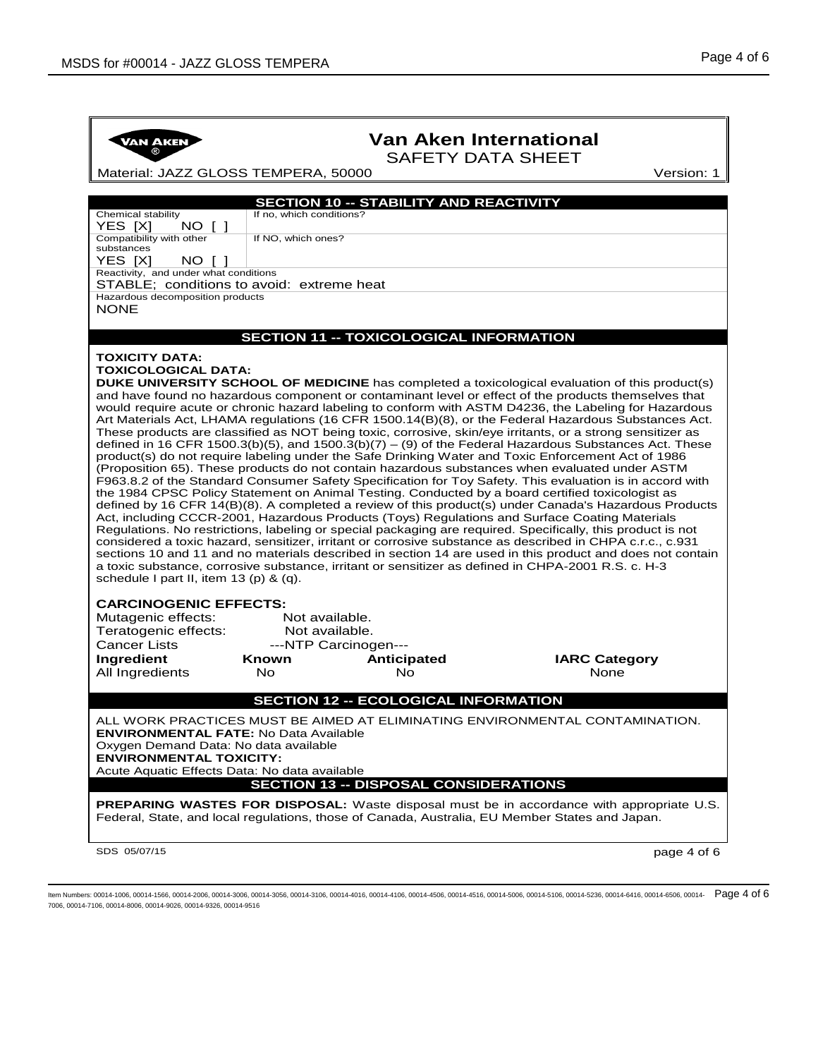**Van Aken International**
SAFETY DATA SHEET

Material: JAZZ GLOSS TEMPERA, 50000 Version: 1

## SECTION 10 -- STABILITY AND REACTIVITY

| | |
|---|---|
| Chemical stability<br>YES [X] NO [ ] | If no, which conditions? |
| Compatibility with other substances<br>YES [X] NO [ ] | If NO, which ones? |

Reactivity, and under what conditions
STABLE; conditions to avoid: extreme heat

Hazardous decomposition products
NONE

## SECTION 11 -- TOXICOLOGICAL INFORMATION

**TOXICITY DATA:**
**TOXICOLOGICAL DATA:**
**DUKE UNIVERSITY SCHOOL OF MEDICINE** has completed a toxicological evaluation of this product(s) and have found no hazardous component or contaminant level or effect of the products themselves that would require acute or chronic hazard labeling to conform with ASTM D4236, the Labeling for Hazardous Art Materials Act, LHAMA regulations (16 CFR 1500.14(B)(8), or the Federal Hazardous Substances Act. These products are classified as NOT being toxic, corrosive, skin/eye irritants, or a strong sensitizer as defined in 16 CFR 1500.3(b)(5), and 1500.3(b)(7) – (9) of the Federal Hazardous Substances Act. These product(s) do not require labeling under the Safe Drinking Water and Toxic Enforcement Act of 1986 (Proposition 65). These products do not contain hazardous substances when evaluated under ASTM F963.8.2 of the Standard Consumer Safety Specification for Toy Safety. This evaluation is in accord with the 1984 CPSC Policy Statement on Animal Testing. Conducted by a board certified toxicologist as defined by 16 CFR 14(B)(8). A completed a review of this product(s) under Canada's Hazardous Products Act, including CCCR-2001, Hazardous Products (Toys) Regulations and Surface Coating Materials Regulations. No restrictions, labeling or special packaging are required. Specifically, this product is not considered a toxic hazard, sensitizer, irritant or corrosive substance as described in CHPA c.r.c., c.931 sections 10 and 11 and no materials described in section 14 are used in this product and does not contain a toxic substance, corrosive substance, irritant or sensitizer as defined in CHPA-2001 R.S. c. H-3 schedule I part II, item 13 (p) & (q).

**CARCINOGENIC EFFECTS:**
Mutagenic effects: Not available.
Teratogenic effects: Not available.
Cancer Lists ---NTP Carcinogen---

| Ingredient | Known | Anticipated | IARC Category |
|---|---|---|---|
| All Ingredients | No | No | None |

## SECTION 12 -- ECOLOGICAL INFORMATION

ALL WORK PRACTICES MUST BE AIMED AT ELIMINATING ENVIRONMENTAL CONTAMINATION.
**ENVIRONMENTAL FATE:** No Data Available
Oxygen Demand Data: No data available
**ENVIRONMENTAL TOXICITY:**
Acute Aquatic Effects Data: No data available

## SECTION 13 -- DISPOSAL CONSIDERATIONS

**PREPARING WASTES FOR DISPOSAL:** Waste disposal must be in accordance with appropriate U.S. Federal, State, and local regulations, those of Canada, Australia, EU Member States and Japan.

SDS 05/07/15

Item Numbers: 00014-1006, 00014-1566, 00014-2006, 00014-3006, 00014-3056, 00014-3106, 00014-4016, 00014-4106, 00014-4506, 00014-4516, 00014-5006, 00014-5106, 00014-5236, 00014-6416, 00014-6506, 00014-7006, 00014-7106, 00014-8006, 00014-9026, 00014-9326, 00014-9516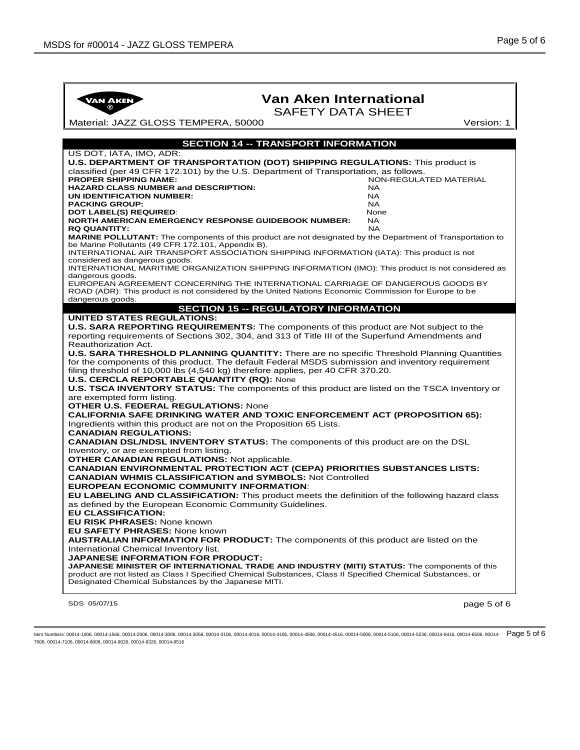# Van Aken International

SAFETY DATA SHEET

Material: JAZZ GLOSS TEMPERA, 50000 Version: 1

## SECTION 14 -- TRANSPORT INFORMATION

US DOT, IATA, IMO, ADR:

**U.S. DEPARTMENT OF TRANSPORTATION (DOT) SHIPPING REGULATIONS:** This product is classified (per 49 CFR 172.101) by the U.S. Department of Transportation, as follows.

| | |
|---|---|
| **PROPER SHIPPING NAME:** | NON-REGULATED MATERIAL |
| **HAZARD CLASS NUMBER and DESCRIPTION:** | NA |
| **UN IDENTIFICATION NUMBER:** | NA |
| **PACKING GROUP:** | NA |
| **DOT LABEL(S) REQUIRED:** | None |
| **NORTH AMERICAN EMERGENCY RESPONSE GUIDEBOOK NUMBER:** | NA |
| **RQ QUANTITY:** | NA |

**MARINE POLLUTANT:** The components of this product are not designated by the Department of Transportation to be Marine Pollutants (49 CFR 172.101, Appendix B).

INTERNATIONAL AIR TRANSPORT ASSOCIATION SHIPPING INFORMATION (IATA): This product is not considered as dangerous goods.

INTERNATIONAL MARITIME ORGANIZATION SHIPPING INFORMATION (IMO): This product is not considered as dangerous goods.

EUROPEAN AGREEMENT CONCERNING THE INTERNATIONAL CARRIAGE OF DANGEROUS GOODS BY ROAD (ADR): This product is not considered by the United Nations Economic Commission for Europe to be dangerous goods.

## SECTION 15 -- REGULATORY INFORMATION

**UNITED STATES REGULATIONS:**

**U.S. SARA REPORTING REQUIREMENTS:** The components of this product are Not subject to the reporting requirements of Sections 302, 304, and 313 of Title III of the Superfund Amendments and Reauthorization Act.

**U.S. SARA THRESHOLD PLANNING QUANTITY:** There are no specific Threshold Planning Quantities for the components of this product. The default Federal MSDS submission and inventory requirement filing threshold of 10,000 lbs (4,540 kg) therefore applies, per 40 CFR 370.20.

**U.S. CERCLA REPORTABLE QUANTITY (RQ):** None

**U.S. TSCA INVENTORY STATUS:** The components of this product are listed on the TSCA Inventory or are exempted form listing.

**OTHER U.S. FEDERAL REGULATIONS:** None

**CALIFORNIA SAFE DRINKING WATER AND TOXIC ENFORCEMENT ACT (PROPOSITION 65):** Ingredients within this product are not on the Proposition 65 Lists.

**CANADIAN REGULATIONS:**

**CANADIAN DSL/NDSL INVENTORY STATUS:** The components of this product are on the DSL Inventory, or are exempted from listing.

**OTHER CANADIAN REGULATIONS:** Not applicable.

**CANADIAN ENVIRONMENTAL PROTECTION ACT (CEPA) PRIORITIES SUBSTANCES LISTS:**

**CANADIAN WHMIS CLASSIFICATION and SYMBOLS:** Not Controlled

**EUROPEAN ECONOMIC COMMUNITY INFORMATION:**

**EU LABELING AND CLASSIFICATION:** This product meets the definition of the following hazard class as defined by the European Economic Community Guidelines.

**EU CLASSIFICATION:**

**EU RISK PHRASES:** None known

**EU SAFETY PHRASES:** None known

**AUSTRALIAN INFORMATION FOR PRODUCT:** The components of this product are listed on the International Chemical Inventory list.

**JAPANESE INFORMATION FOR PRODUCT:**

**JAPANESE MINISTER OF INTERNATIONAL TRADE AND INDUSTRY (MITI) STATUS:** The components of this product are not listed as Class I Specified Chemical Substances, Class II Specified Chemical Substances, or Designated Chemical Substances by the Japanese MITI.

SDS 05/07/15

Item Numbers: 00014-1006, 00014-1566, 00014-2006, 00014-3006, 00014-3056, 00014-3106, 00014-4016, 00014-4106, 00014-4506, 00014-4516, 00014-5006, 00014-5106, 00014-5236, 00014-6416, 00014-6506, 00014-7006, 00014-7106, 00014-8006, 00014-9026, 00014-9326, 00014-9516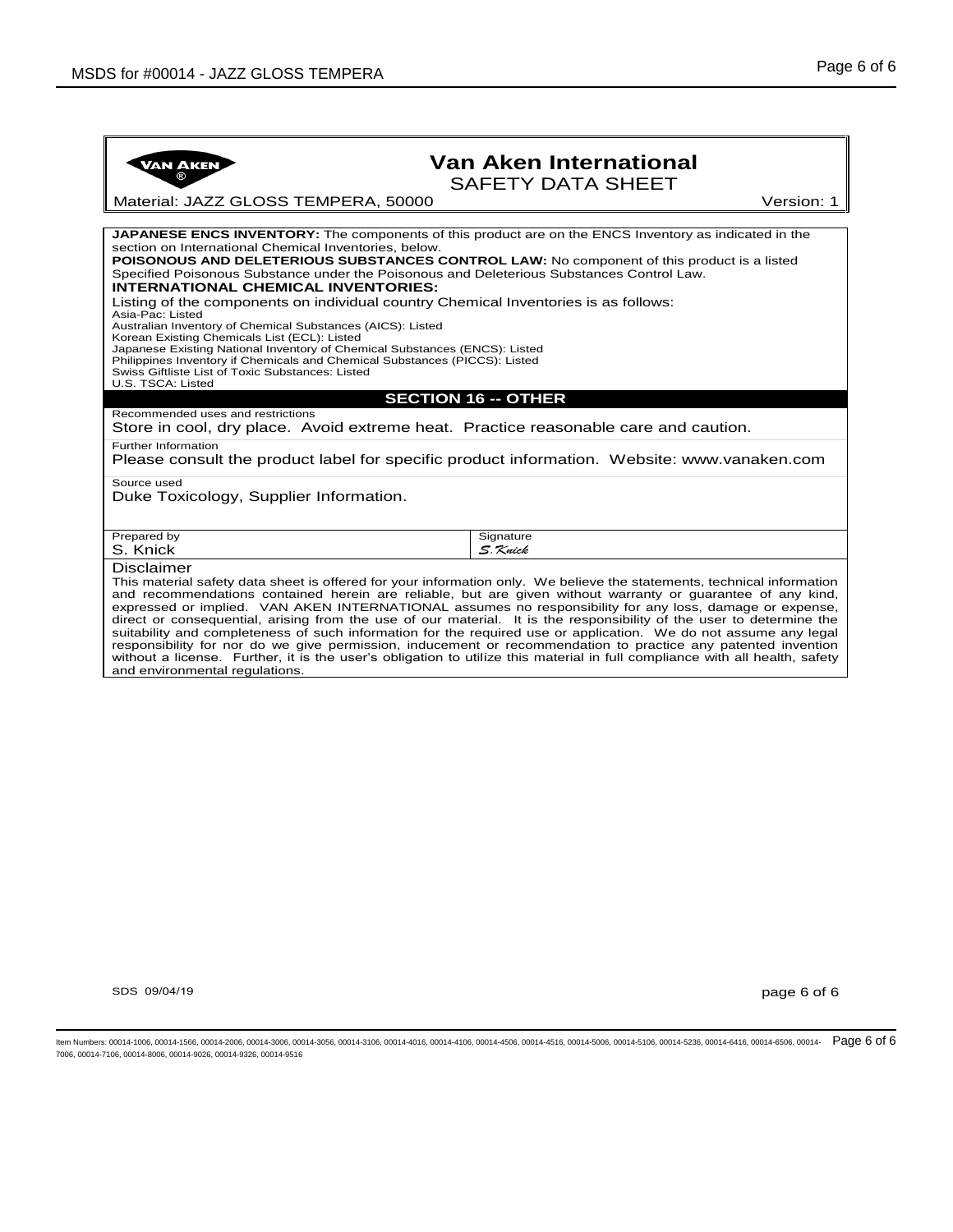**Van Aken International**
SAFETY DATA SHEET

Material: JAZZ GLOSS TEMPERA, 50000 — Version: 1

**JAPANESE ENCS INVENTORY:** The components of this product are on the ENCS Inventory as indicated in the section on International Chemical Inventories, below.

**POISONOUS AND DELETERIOUS SUBSTANCES CONTROL LAW:** No component of this product is a listed Specified Poisonous Substance under the Poisonous and Deleterious Substances Control Law.

**INTERNATIONAL CHEMICAL INVENTORIES:**

Listing of the components on individual country Chemical Inventories is as follows:

Asia-Pac: Listed
Australian Inventory of Chemical Substances (AICS): Listed
Korean Existing Chemicals List (ECL): Listed
Japanese Existing National Inventory of Chemical Substances (ENCS): Listed
Philippines Inventory if Chemicals and Chemical Substances (PICCS): Listed
Swiss Giftliste List of Toxic Substances: Listed
U.S. TSCA: Listed

## SECTION 16 -- OTHER

Recommended uses and restrictions

Store in cool, dry place. Avoid extreme heat. Practice reasonable care and caution.

Further Information

Please consult the product label for specific product information. Website: www.vanaken.com

Source used

Duke Toxicology, Supplier Information.

| Prepared by | Signature |
|---|---|
| S. Knick | *S. Knick* |

Disclaimer

This material safety data sheet is offered for your information only. We believe the statements, technical information and recommendations contained herein are reliable, but are given without warranty or guarantee of any kind, expressed or implied. VAN AKEN INTERNATIONAL assumes no responsibility for any loss, damage or expense, direct or consequential, arising from the use of our material. It is the responsibility of the user to determine the suitability and completeness of such information for the required use or application. We do not assume any legal responsibility for nor do we give permission, inducement or recommendation to practice any patented invention without a license. Further, it is the user's obligation to utilize this material in full compliance with all health, safety and environmental regulations.

SDS 09/04/19

Item Numbers: 00014-1006, 00014-1566, 00014-2006, 00014-3006, 00014-3056, 00014-3106, 00014-4016, 00014-4106, 00014-4506, 00014-4516, 00014-5006, 00014-5106, 00014-5236, 00014-6416, 00014-6506, 00014-7006, 00014-7106, 00014-8006, 00014-9026, 00014-9326, 00014-9516